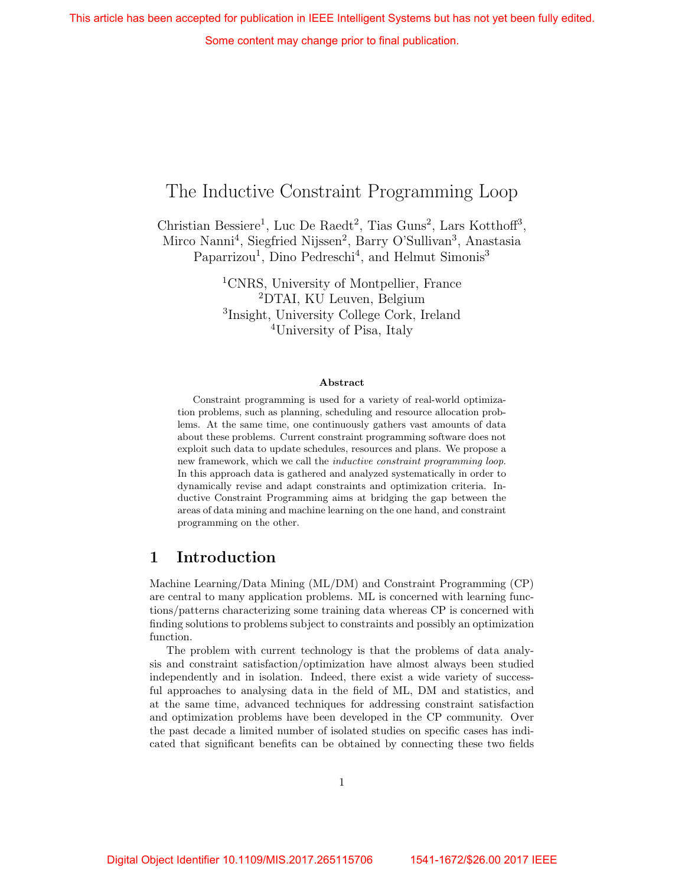# The Inductive Constraint Programming Loop

Christian Bessiere[1], Luc De Raedt[2], Tias Guns[2], Lars Kotthoff[3], Mirco Nanni[4], Siegfried Nijssen[2], Barry O'Sullivan[3], Anastasia Paparrizou[1], Dino Pedreschi[4], and Helmut Simonis[3]

[1]CNRS, University of Montpellier, France
[2]DTAI, KU Leuven, Belgium
[3]Insight, University College Cork, Ireland
[4]University of Pisa, Italy

### Abstract

Constraint programming is used for a variety of real-world optimization problems, such as planning, scheduling and resource allocation problems. At the same time, one continuously gathers vast amounts of data about these problems. Current constraint programming software does not exploit such data to update schedules, resources and plans. We propose a new framework, which we call the *inductive constraint programming loop*. In this approach data is gathered and analyzed systematically in order to dynamically revise and adapt constraints and optimization criteria. Inductive Constraint Programming aims at bridging the gap between the areas of data mining and machine learning on the one hand, and constraint programming on the other.

## 1 Introduction

Machine Learning/Data Mining (ML/DM) and Constraint Programming (CP) are central to many application problems. ML is concerned with learning functions/patterns characterizing some training data whereas CP is concerned with finding solutions to problems subject to constraints and possibly an optimization function.

The problem with current technology is that the problems of data analysis and constraint satisfaction/optimization have almost always been studied independently and in isolation. Indeed, there exist a wide variety of successful approaches to analysing data in the field of ML, DM and statistics, and at the same time, advanced techniques for addressing constraint satisfaction and optimization problems have been developed in the CP community. Over the past decade a limited number of isolated studies on specific cases has indicated that significant benefits can be obtained by connecting these two fields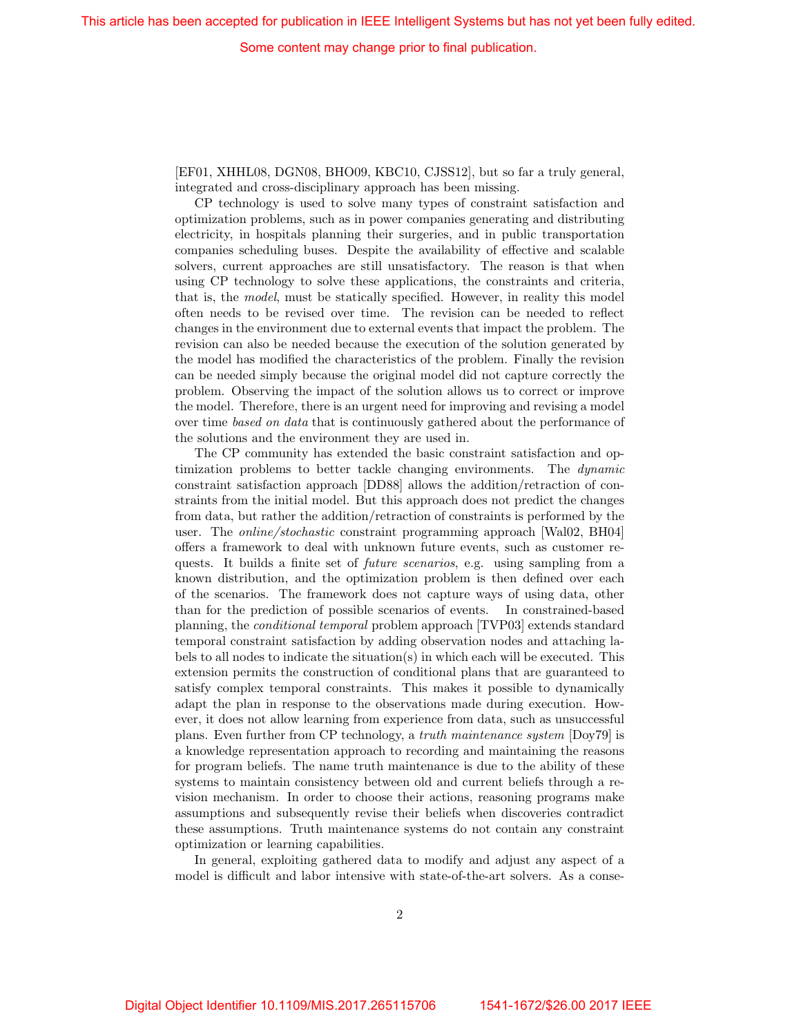[EF01, XHHL08, DGN08, BHO09, KBC10, CJSS12], but so far a truly general, integrated and cross-disciplinary approach has been missing.

CP technology is used to solve many types of constraint satisfaction and optimization problems, such as in power companies generating and distributing electricity, in hospitals planning their surgeries, and in public transportation companies scheduling buses. Despite the availability of effective and scalable solvers, current approaches are still unsatisfactory. The reason is that when using CP technology to solve these applications, the constraints and criteria, that is, the *model*, must be statically specified. However, in reality this model often needs to be revised over time. The revision can be needed to reflect changes in the environment due to external events that impact the problem. The revision can also be needed because the execution of the solution generated by the model has modified the characteristics of the problem. Finally the revision can be needed simply because the original model did not capture correctly the problem. Observing the impact of the solution allows us to correct or improve the model. Therefore, there is an urgent need for improving and revising a model over time *based on data* that is continuously gathered about the performance of the solutions and the environment they are used in.

The CP community has extended the basic constraint satisfaction and optimization problems to better tackle changing environments. The *dynamic* constraint satisfaction approach [DD88] allows the addition/retraction of constraints from the initial model. But this approach does not predict the changes from data, but rather the addition/retraction of constraints is performed by the user. The *online/stochastic* constraint programming approach [Wal02, BH04] offers a framework to deal with unknown future events, such as customer requests. It builds a finite set of *future scenarios*, e.g. using sampling from a known distribution, and the optimization problem is then defined over each of the scenarios. The framework does not capture ways of using data, other than for the prediction of possible scenarios of events. In constrained-based planning, the *conditional temporal* problem approach [TVP03] extends standard temporal constraint satisfaction by adding observation nodes and attaching labels to all nodes to indicate the situation(s) in which each will be executed. This extension permits the construction of conditional plans that are guaranteed to satisfy complex temporal constraints. This makes it possible to dynamically adapt the plan in response to the observations made during execution. However, it does not allow learning from experience from data, such as unsuccessful plans. Even further from CP technology, a *truth maintenance system* [Doy79] is a knowledge representation approach to recording and maintaining the reasons for program beliefs. The name truth maintenance is due to the ability of these systems to maintain consistency between old and current beliefs through a revision mechanism. In order to choose their actions, reasoning programs make assumptions and subsequently revise their beliefs when discoveries contradict these assumptions. Truth maintenance systems do not contain any constraint optimization or learning capabilities.

In general, exploiting gathered data to modify and adjust any aspect of a model is difficult and labor intensive with state-of-the-art solvers. As a conse-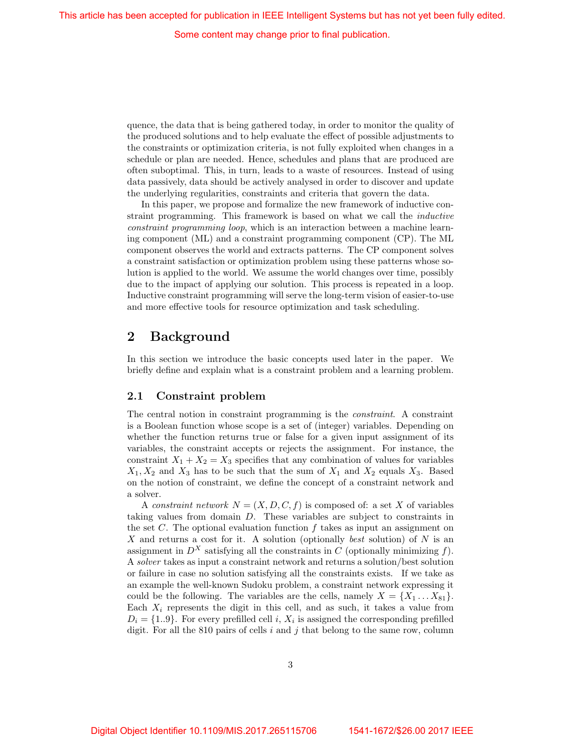quence, the data that is being gathered today, in order to monitor the quality of the produced solutions and to help evaluate the effect of possible adjustments to the constraints or optimization criteria, is not fully exploited when changes in a schedule or plan are needed. Hence, schedules and plans that are produced are often suboptimal. This, in turn, leads to a waste of resources. Instead of using data passively, data should be actively analysed in order to discover and update the underlying regularities, constraints and criteria that govern the data.

In this paper, we propose and formalize the new framework of inductive constraint programming. This framework is based on what we call the *inductive constraint programming loop*, which is an interaction between a machine learning component (ML) and a constraint programming component (CP). The ML component observes the world and extracts patterns. The CP component solves a constraint satisfaction or optimization problem using these patterns whose solution is applied to the world. We assume the world changes over time, possibly due to the impact of applying our solution. This process is repeated in a loop. Inductive constraint programming will serve the long-term vision of easier-to-use and more effective tools for resource optimization and task scheduling.

## 2 Background

In this section we introduce the basic concepts used later in the paper. We briefly define and explain what is a constraint problem and a learning problem.

### 2.1 Constraint problem

The central notion in constraint programming is the *constraint*. A constraint is a Boolean function whose scope is a set of (integer) variables. Depending on whether the function returns true or false for a given input assignment of its variables, the constraint accepts or rejects the assignment. For instance, the constraint $X_1 + X_2 = X_3$ specifies that any combination of values for variables $X_1, X_2$ and $X_3$ has to be such that the sum of $X_1$ and $X_2$ equals $X_3$. Based on the notion of constraint, we define the concept of a constraint network and a solver.

A *constraint network* $N = (X, D, C, f)$ is composed of: a set $X$ of variables taking values from domain $D$. These variables are subject to constraints in the set $C$. The optional evaluation function $f$ takes as input an assignment on $X$ and returns a cost for it. A solution (optionally *best* solution) of $N$ is an assignment in $D^X$ satisfying all the constraints in $C$ (optionally minimizing $f$). A *solver* takes as input a constraint network and returns a solution/best solution or failure in case no solution satisfying all the constraints exists. If we take as an example the well-known Sudoku problem, a constraint network expressing it could be the following. The variables are the cells, namely $X = \{X_1 \ldots X_{81}\}$. Each $X_i$ represents the digit in this cell, and as such, it takes a value from $D_i = \{1..9\}$. For every prefilled cell $i$, $X_i$ is assigned the corresponding prefilled digit. For all the 810 pairs of cells $i$ and $j$ that belong to the same row, column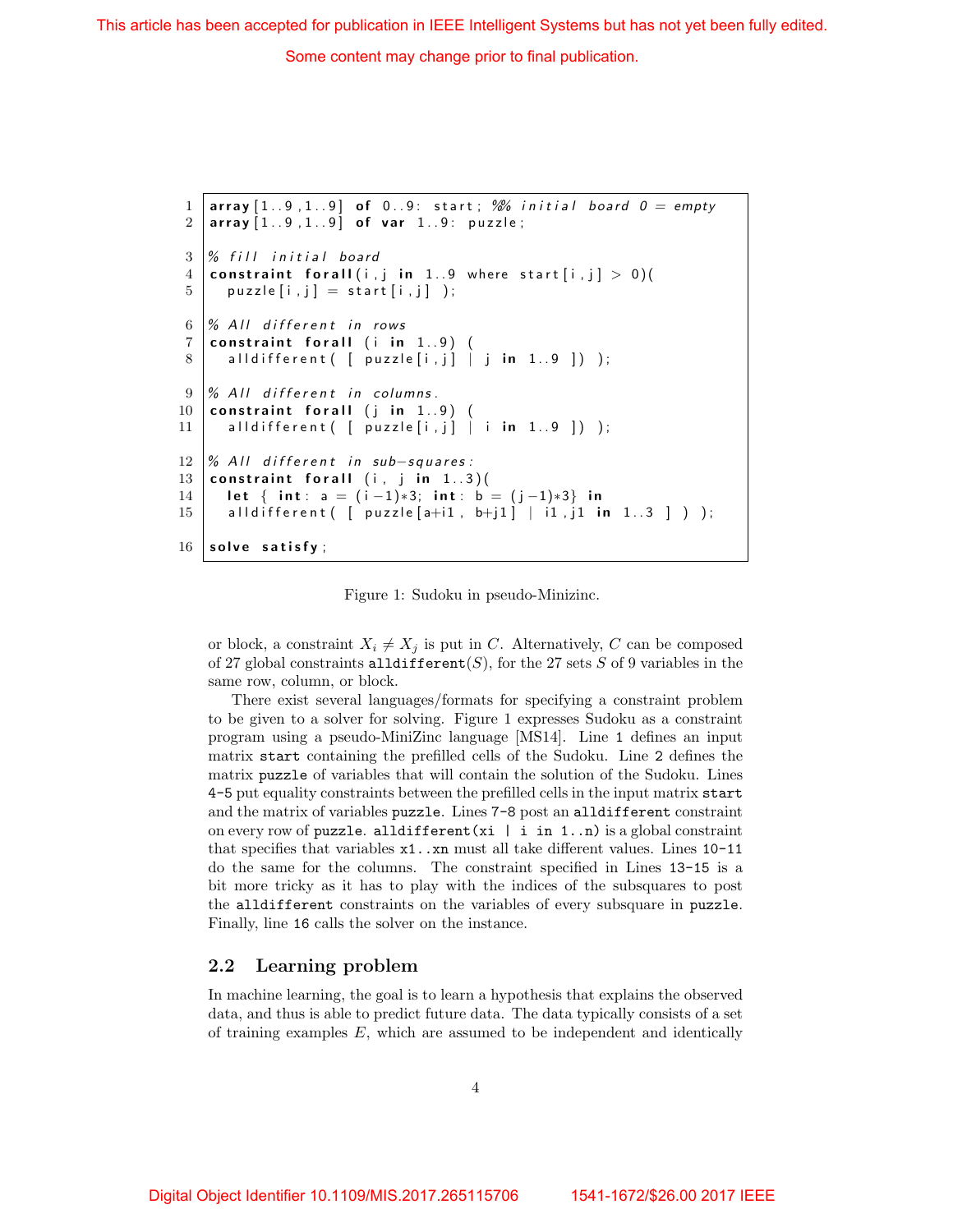```
1  array[1..9,1..9] of 0..9: start; %% initial board 0 = empty
2  array[1..9,1..9] of var 1..9: puzzle;

3  % fill initial board
4  constraint forall(i,j in 1..9 where start[i,j] > 0)(
5    puzzle[i,j] = start[i,j] );

6  % All different in rows
7  constraint forall (i in 1..9) (
8    alldifferent( [ puzzle[i,j] | j in 1..9 ]) );

9  % All different in columns.
10 constraint forall (j in 1..9) (
11   alldifferent( [ puzzle[i,j] | i in 1..9 ]) );

12 % All different in sub-squares:
13 constraint forall (i, j in 1..3)(
14   let { int: a = (i-1)*3; int: b = (j-1)*3} in
15   alldifferent( [ puzzle[a+i1, b+j1] | i1,j1 in 1..3 ] ) );

16 solve satisfy;
```

Figure 1: Sudoku in pseudo-Minizinc.

or block, a constraint $X_i \neq X_j$ is put in $C$. Alternatively, $C$ can be composed of 27 global constraints `alldifferent`$(S)$, for the 27 sets $S$ of 9 variables in the same row, column, or block.

There exist several languages/formats for specifying a constraint problem to be given to a solver for solving. Figure 1 expresses Sudoku as a constraint program using a pseudo-MiniZinc language [MS14]. Line `1` defines an input matrix `start` containing the prefilled cells of the Sudoku. Line `2` defines the matrix `puzzle` of variables that will contain the solution of the Sudoku. Lines `4-5` put equality constraints between the prefilled cells in the input matrix `start` and the matrix of variables `puzzle`. Lines `7-8` post an `alldifferent` constraint on every row of `puzzle`. `alldifferent(xi | i in 1..n)` is a global constraint that specifies that variables `x1..xn` must all take different values. Lines `10-11` do the same for the columns. The constraint specified in Lines `13-15` is a bit more tricky as it has to play with the indices of the subsquares to post the `alldifferent` constraints on the variables of every subsquare in `puzzle`. Finally, line `16` calls the solver on the instance.

## 2.2 Learning problem

In machine learning, the goal is to learn a hypothesis that explains the observed data, and thus is able to predict future data. The data typically consists of a set of training examples $E$, which are assumed to be independent and identically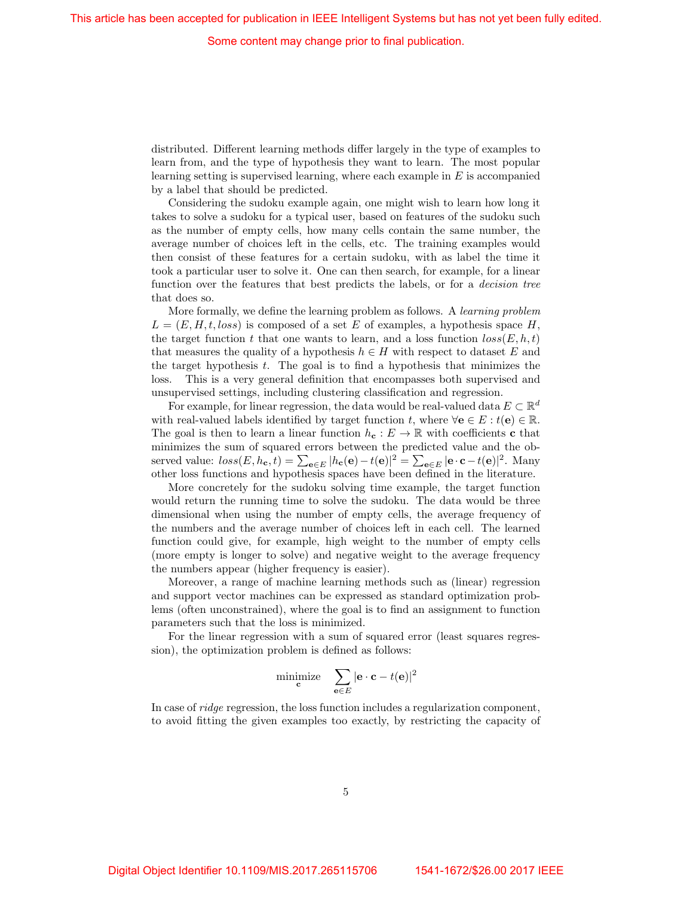distributed. Different learning methods differ largely in the type of examples to learn from, and the type of hypothesis they want to learn. The most popular learning setting is supervised learning, where each example in $E$ is accompanied by a label that should be predicted.

Considering the sudoku example again, one might wish to learn how long it takes to solve a sudoku for a typical user, based on features of the sudoku such as the number of empty cells, how many cells contain the same number, the average number of choices left in the cells, etc. The training examples would then consist of these features for a certain sudoku, with as label the time it took a particular user to solve it. One can then search, for example, for a linear function over the features that best predicts the labels, or for a *decision tree* that does so.

More formally, we define the learning problem as follows. A *learning problem* $L = (E, H, t, loss)$ is composed of a set $E$ of examples, a hypothesis space $H$, the target function $t$ that one wants to learn, and a loss function $loss(E, h, t)$ that measures the quality of a hypothesis $h \in H$ with respect to dataset $E$ and the target hypothesis $t$. The goal is to find a hypothesis that minimizes the loss. This is a very general definition that encompasses both supervised and unsupervised settings, including clustering classification and regression.

For example, for linear regression, the data would be real-valued data $E \subset \mathbb{R}^d$ with real-valued labels identified by target function $t$, where $\forall \mathbf{e} \in E : t(\mathbf{e}) \in \mathbb{R}$. The goal is then to learn a linear function $h_{\mathbf{c}} : E \rightarrow \mathbb{R}$ with coefficients $\mathbf{c}$ that minimizes the sum of squared errors between the predicted value and the observed value: $loss(E, h_{\mathbf{c}}, t) = \sum_{\mathbf{e} \in E} |h_{\mathbf{c}}(\mathbf{e}) - t(\mathbf{e})|^2 = \sum_{\mathbf{e} \in E} |\mathbf{e} \cdot \mathbf{c} - t(\mathbf{e})|^2$. Many other loss functions and hypothesis spaces have been defined in the literature.

More concretely for the sudoku solving time example, the target function would return the running time to solve the sudoku. The data would be three dimensional when using the number of empty cells, the average frequency of the numbers and the average number of choices left in each cell. The learned function could give, for example, high weight to the number of empty cells (more empty is longer to solve) and negative weight to the average frequency the numbers appear (higher frequency is easier).

Moreover, a range of machine learning methods such as (linear) regression and support vector machines can be expressed as standard optimization problems (often unconstrained), where the goal is to find an assignment to function parameters such that the loss is minimized.

For the linear regression with a sum of squared error (least squares regression), the optimization problem is defined as follows:

$$\underset{\mathbf{c}}{\text{minimize}} \quad \sum_{\mathbf{e} \in E} |\mathbf{e} \cdot \mathbf{c} - t(\mathbf{e})|^2$$

In case of *ridge* regression, the loss function includes a regularization component, to avoid fitting the given examples too exactly, by restricting the capacity of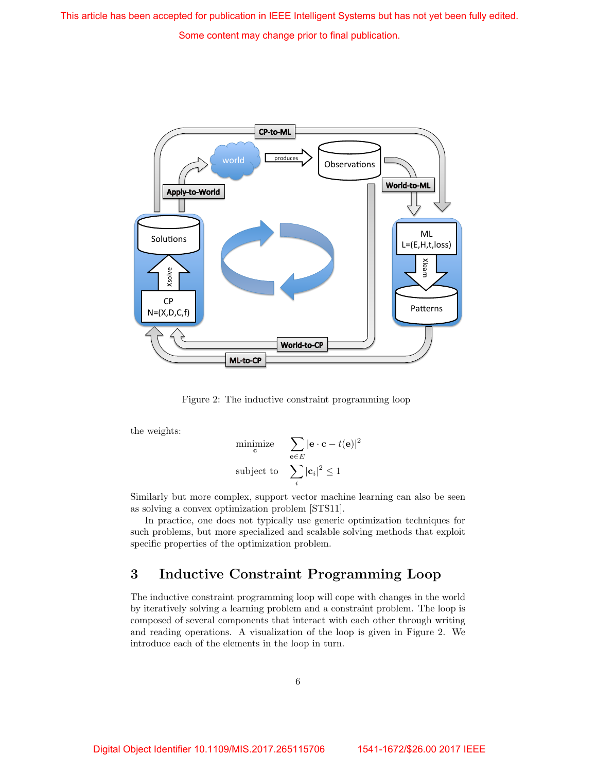Figure 2: The inductive constraint programming loop

the weights:

$$
\begin{aligned}
\underset{\mathbf{c}}{\text{minimize}} \quad & \sum_{\mathbf{e} \in E} |\mathbf{e} \cdot \mathbf{c} - t(\mathbf{e})|^2 \\
\text{subject to} \quad & \sum_i |\mathbf{c}_i|^2 \leq 1
\end{aligned}
$$

Similarly but more complex, support vector machine learning can also be seen as solving a convex optimization problem [STS11].

In practice, one does not typically use generic optimization techniques for such problems, but more specialized and scalable solving methods that exploit specific properties of the optimization problem.

## 3 Inductive Constraint Programming Loop

The inductive constraint programming loop will cope with changes in the world by iteratively solving a learning problem and a constraint problem. The loop is composed of several components that interact with each other through writing and reading operations. A visualization of the loop is given in Figure 2. We introduce each of the elements in the loop in turn.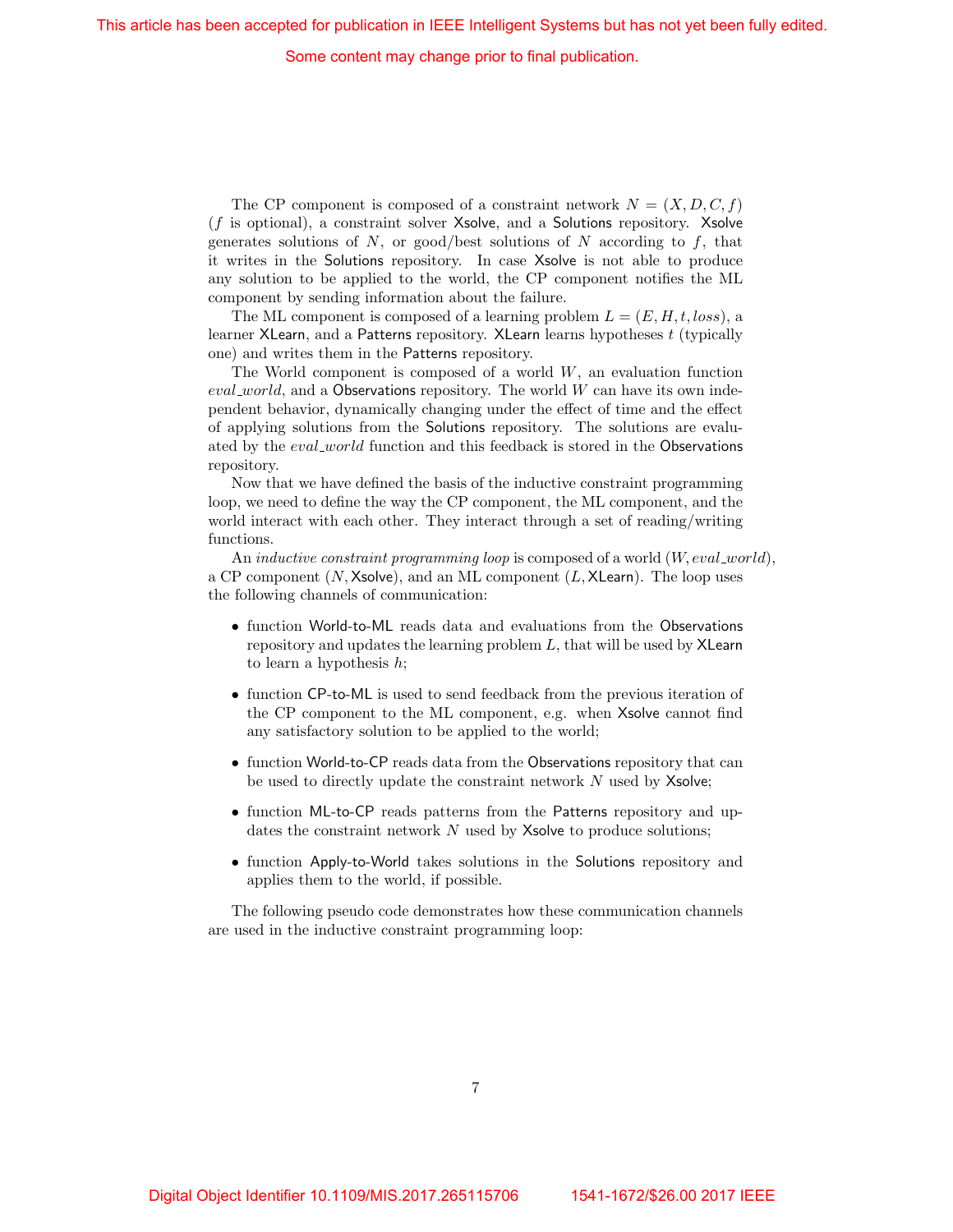The CP component is composed of a constraint network $N = (X, D, C, f)$ ($f$ is optional), a constraint solver Xsolve, and a Solutions repository. Xsolve generates solutions of $N$, or good/best solutions of $N$ according to $f$, that it writes in the Solutions repository. In case Xsolve is not able to produce any solution to be applied to the world, the CP component notifies the ML component by sending information about the failure.

The ML component is composed of a learning problem $L = (E, H, t, loss)$, a learner XLearn, and a Patterns repository. XLearn learns hypotheses $t$ (typically one) and writes them in the Patterns repository.

The World component is composed of a world $W$, an evaluation function $eval\_world$, and a Observations repository. The world $W$ can have its own independent behavior, dynamically changing under the effect of time and the effect of applying solutions from the Solutions repository. The solutions are evaluated by the $eval\_world$ function and this feedback is stored in the Observations repository.

Now that we have defined the basis of the inductive constraint programming loop, we need to define the way the CP component, the ML component, and the world interact with each other. They interact through a set of reading/writing functions.

An *inductive constraint programming loop* is composed of a world $(W, eval\_world)$, a CP component $(N, \text{Xsolve})$, and an ML component $(L, \text{XLearn})$. The loop uses the following channels of communication:

- function World-to-ML reads data and evaluations from the Observations repository and updates the learning problem $L$, that will be used by XLearn to learn a hypothesis $h$;
- function CP-to-ML is used to send feedback from the previous iteration of the CP component to the ML component, e.g. when Xsolve cannot find any satisfactory solution to be applied to the world;
- function World-to-CP reads data from the Observations repository that can be used to directly update the constraint network $N$ used by Xsolve;
- function ML-to-CP reads patterns from the Patterns repository and updates the constraint network $N$ used by Xsolve to produce solutions;
- function Apply-to-World takes solutions in the Solutions repository and applies them to the world, if possible.

The following pseudo code demonstrates how these communication channels are used in the inductive constraint programming loop: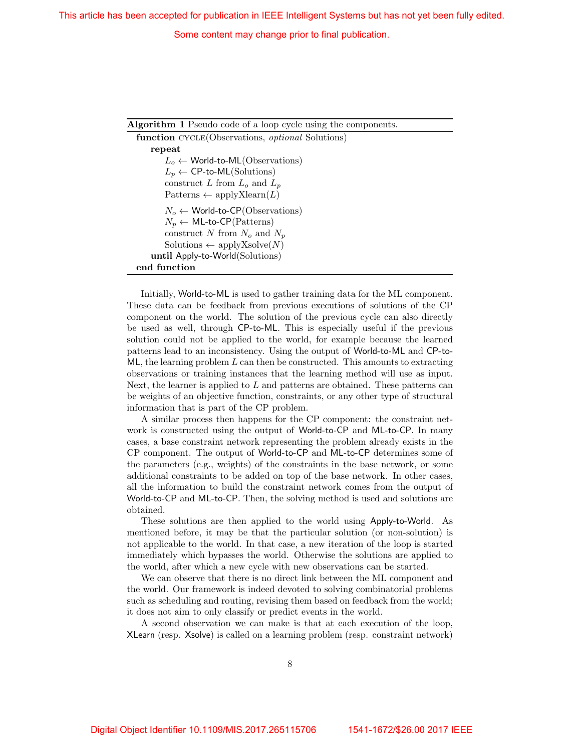**Algorithm 1** Pseudo code of a loop cycle using the components.

```
function CYCLE(Observations, optional Solutions)
    repeat
        L_o ← World-to-ML(Observations)
        L_p ← CP-to-ML(Solutions)
        construct L from L_o and L_p
        Patterns ← applyXlearn(L)

        N_o ← World-to-CP(Observations)
        N_p ← ML-to-CP(Patterns)
        construct N from N_o and N_p
        Solutions ← applyXsolve(N)
    until Apply-to-World(Solutions)
end function
```

Initially, World-to-ML is used to gather training data for the ML component. These data can be feedback from previous executions of solutions of the CP component on the world. The solution of the previous cycle can also directly be used as well, through CP-to-ML. This is especially useful if the previous solution could not be applied to the world, for example because the learned patterns lead to an inconsistency. Using the output of World-to-ML and CP-to-ML, the learning problem $L$ can then be constructed. This amounts to extracting observations or training instances that the learning method will use as input. Next, the learner is applied to $L$ and patterns are obtained. These patterns can be weights of an objective function, constraints, or any other type of structural information that is part of the CP problem.

A similar process then happens for the CP component: the constraint network is constructed using the output of World-to-CP and ML-to-CP. In many cases, a base constraint network representing the problem already exists in the CP component. The output of World-to-CP and ML-to-CP determines some of the parameters (e.g., weights) of the constraints in the base network, or some additional constraints to be added on top of the base network. In other cases, all the information to build the constraint network comes from the output of World-to-CP and ML-to-CP. Then, the solving method is used and solutions are obtained.

These solutions are then applied to the world using Apply-to-World. As mentioned before, it may be that the particular solution (or non-solution) is not applicable to the world. In that case, a new iteration of the loop is started immediately which bypasses the world. Otherwise the solutions are applied to the world, after which a new cycle with new observations can be started.

We can observe that there is no direct link between the ML component and the world. Our framework is indeed devoted to solving combinatorial problems such as scheduling and routing, revising them based on feedback from the world; it does not aim to only classify or predict events in the world.

A second observation we can make is that at each execution of the loop, XLearn (resp. Xsolve) is called on a learning problem (resp. constraint network)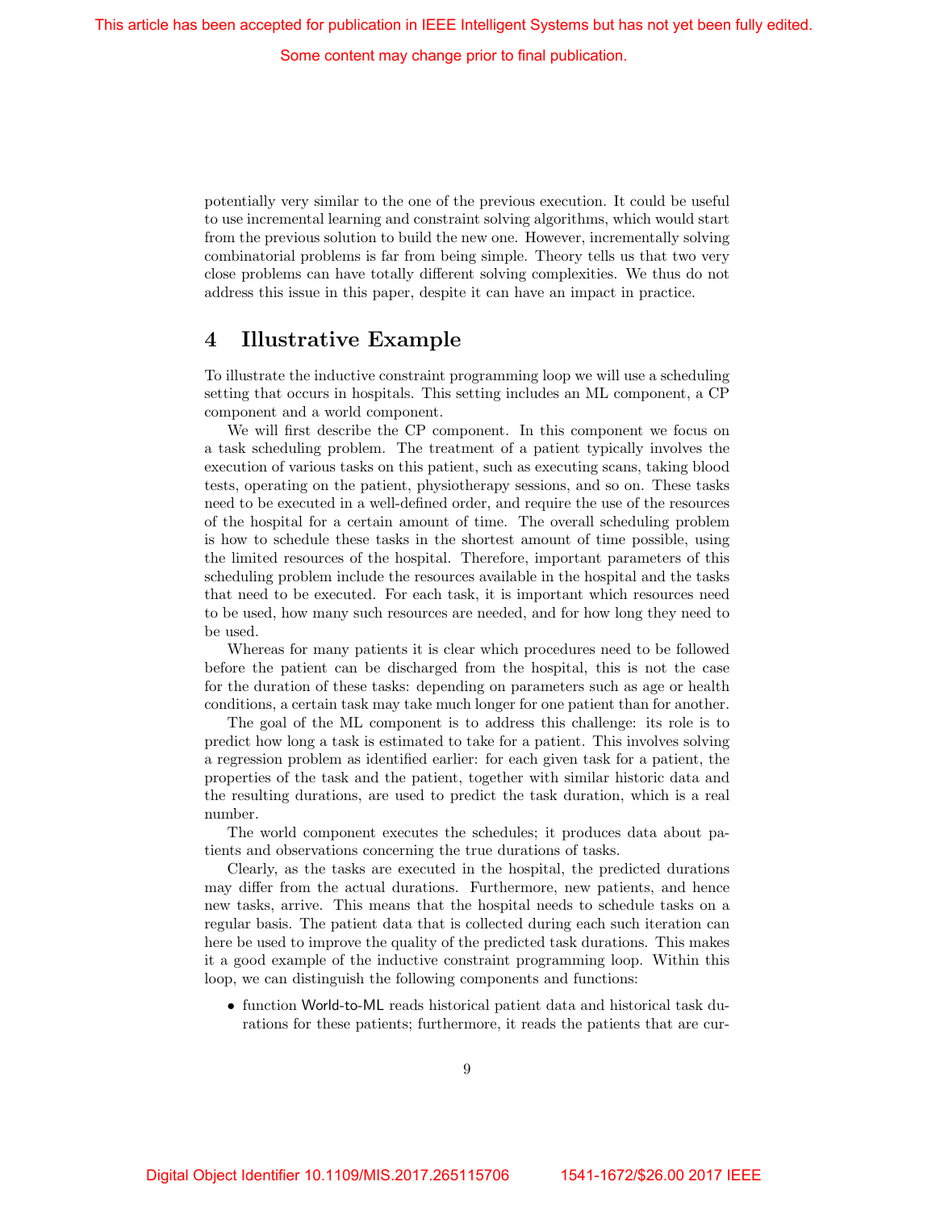potentially very similar to the one of the previous execution. It could be useful to use incremental learning and constraint solving algorithms, which would start from the previous solution to build the new one. However, incrementally solving combinatorial problems is far from being simple. Theory tells us that two very close problems can have totally different solving complexities. We thus do not address this issue in this paper, despite it can have an impact in practice.

## 4 Illustrative Example

To illustrate the inductive constraint programming loop we will use a scheduling setting that occurs in hospitals. This setting includes an ML component, a CP component and a world component.

We will first describe the CP component. In this component we focus on a task scheduling problem. The treatment of a patient typically involves the execution of various tasks on this patient, such as executing scans, taking blood tests, operating on the patient, physiotherapy sessions, and so on. These tasks need to be executed in a well-defined order, and require the use of the resources of the hospital for a certain amount of time. The overall scheduling problem is how to schedule these tasks in the shortest amount of time possible, using the limited resources of the hospital. Therefore, important parameters of this scheduling problem include the resources available in the hospital and the tasks that need to be executed. For each task, it is important which resources need to be used, how many such resources are needed, and for how long they need to be used.

Whereas for many patients it is clear which procedures need to be followed before the patient can be discharged from the hospital, this is not the case for the duration of these tasks: depending on parameters such as age or health conditions, a certain task may take much longer for one patient than for another.

The goal of the ML component is to address this challenge: its role is to predict how long a task is estimated to take for a patient. This involves solving a regression problem as identified earlier: for each given task for a patient, the properties of the task and the patient, together with similar historic data and the resulting durations, are used to predict the task duration, which is a real number.

The world component executes the schedules; it produces data about patients and observations concerning the true durations of tasks.

Clearly, as the tasks are executed in the hospital, the predicted durations may differ from the actual durations. Furthermore, new patients, and hence new tasks, arrive. This means that the hospital needs to schedule tasks on a regular basis. The patient data that is collected during each such iteration can here be used to improve the quality of the predicted task durations. This makes it a good example of the inductive constraint programming loop. Within this loop, we can distinguish the following components and functions:

- function World-to-ML reads historical patient data and historical task durations for these patients; furthermore, it reads the patients that are cur-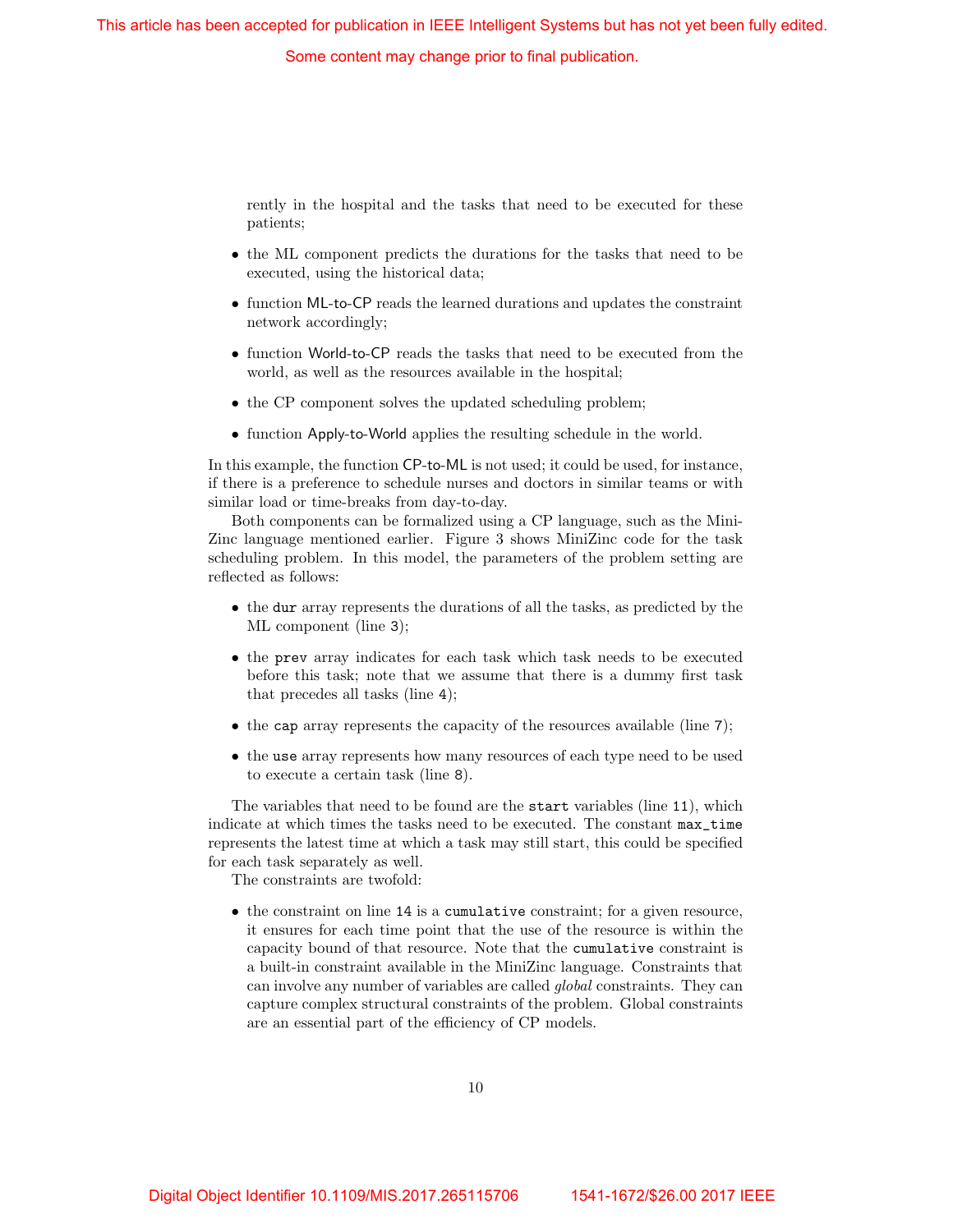rently in the hospital and the tasks that need to be executed for these patients;

- the ML component predicts the durations for the tasks that need to be executed, using the historical data;
- function ML-to-CP reads the learned durations and updates the constraint network accordingly;
- function World-to-CP reads the tasks that need to be executed from the world, as well as the resources available in the hospital;
- the CP component solves the updated scheduling problem;
- function Apply-to-World applies the resulting schedule in the world.

In this example, the function CP-to-ML is not used; it could be used, for instance, if there is a preference to schedule nurses and doctors in similar teams or with similar load or time-breaks from day-to-day.

Both components can be formalized using a CP language, such as the MiniZinc language mentioned earlier. Figure 3 shows MiniZinc code for the task scheduling problem. In this model, the parameters of the problem setting are reflected as follows:

- the `dur` array represents the durations of all the tasks, as predicted by the ML component (line `3`);
- the `prev` array indicates for each task which task needs to be executed before this task; note that we assume that there is a dummy first task that precedes all tasks (line `4`);
- the `cap` array represents the capacity of the resources available (line `7`);
- the `use` array represents how many resources of each type need to be used to execute a certain task (line `8`).

The variables that need to be found are the `start` variables (line `11`), which indicate at which times the tasks need to be executed. The constant `max_time` represents the latest time at which a task may still start, this could be specified for each task separately as well.

The constraints are twofold:

- the constraint on line `14` is a `cumulative` constraint; for a given resource, it ensures for each time point that the use of the resource is within the capacity bound of that resource. Note that the `cumulative` constraint is a built-in constraint available in the MiniZinc language. Constraints that can involve any number of variables are called *global* constraints. They can capture complex structural constraints of the problem. Global constraints are an essential part of the efficiency of CP models.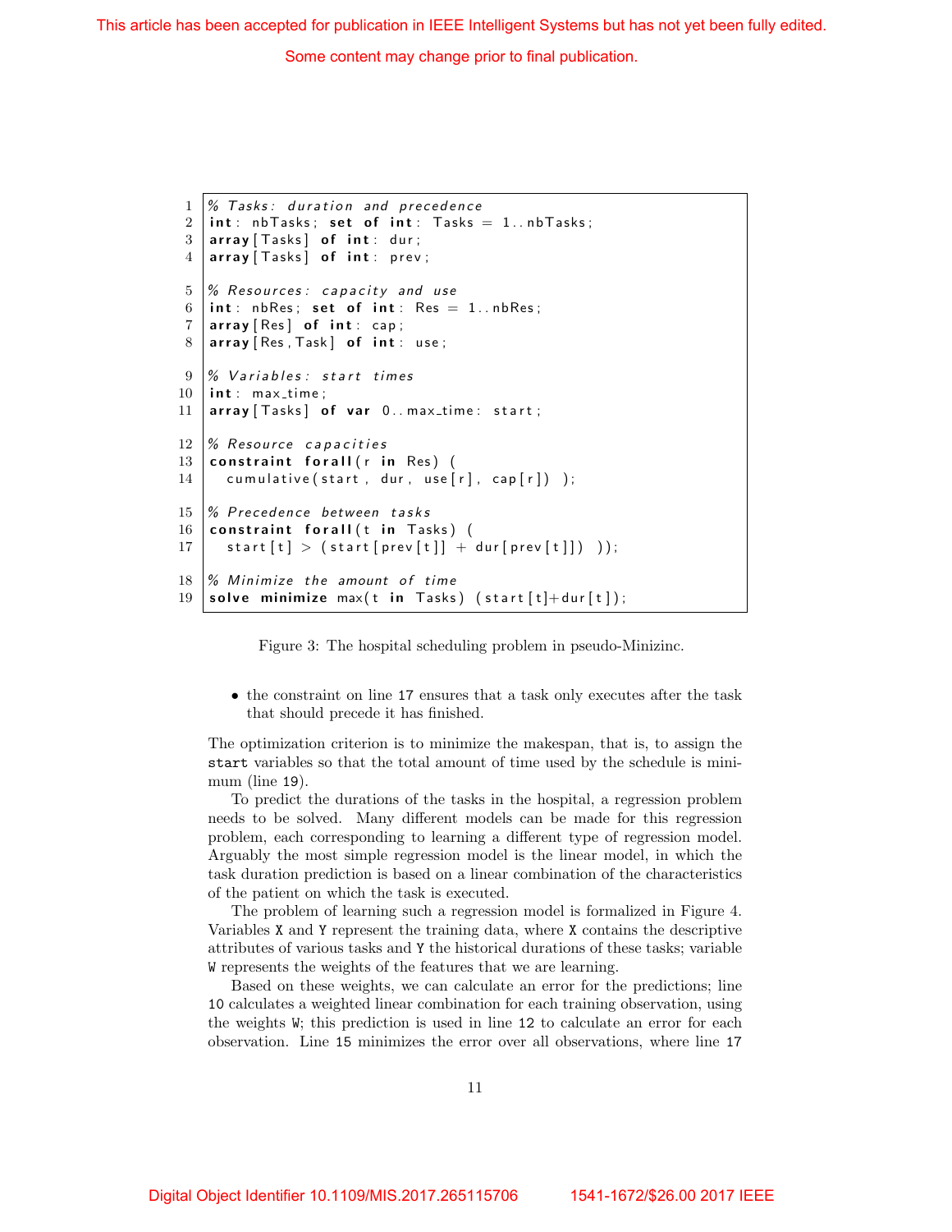```
% Tasks: duration and precedence
int: nbTasks; set of int: Tasks = 1..nbTasks;
array[Tasks] of int: dur;
array[Tasks] of int: prev;

% Resources: capacity and use
int: nbRes; set of int: Res = 1..nbRes;
array[Res] of int: cap;
array[Res,Task] of int: use;

% Variables: start times
int: max_time;
array[Tasks] of var 0..max_time: start;

% Resource capacities
constraint forall(r in Res) (
  cumulative(start, dur, use[r], cap[r]) );

% Precedence between tasks
constraint forall(t in Tasks) (
  start[t] > (start[prev[t]] + dur[prev[t]]) ));

% Minimize the amount of time
solve minimize max(t in Tasks) (start[t]+dur[t]);
```

Figure 3: The hospital scheduling problem in pseudo-Minizinc.

- the constraint on line 17 ensures that a task only executes after the task that should precede it has finished.

The optimization criterion is to minimize the makespan, that is, to assign the `start` variables so that the total amount of time used by the schedule is minimum (line 19).

To predict the durations of the tasks in the hospital, a regression problem needs to be solved. Many different models can be made for this regression problem, each corresponding to learning a different type of regression model. Arguably the most simple regression model is the linear model, in which the task duration prediction is based on a linear combination of the characteristics of the patient on which the task is executed.

The problem of learning such a regression model is formalized in Figure 4. Variables `X` and `Y` represent the training data, where `X` contains the descriptive attributes of various tasks and `Y` the historical durations of these tasks; variable `W` represents the weights of the features that we are learning.

Based on these weights, we can calculate an error for the predictions; line 10 calculates a weighted linear combination for each training observation, using the weights `W`; this prediction is used in line 12 to calculate an error for each observation. Line 15 minimizes the error over all observations, where line 17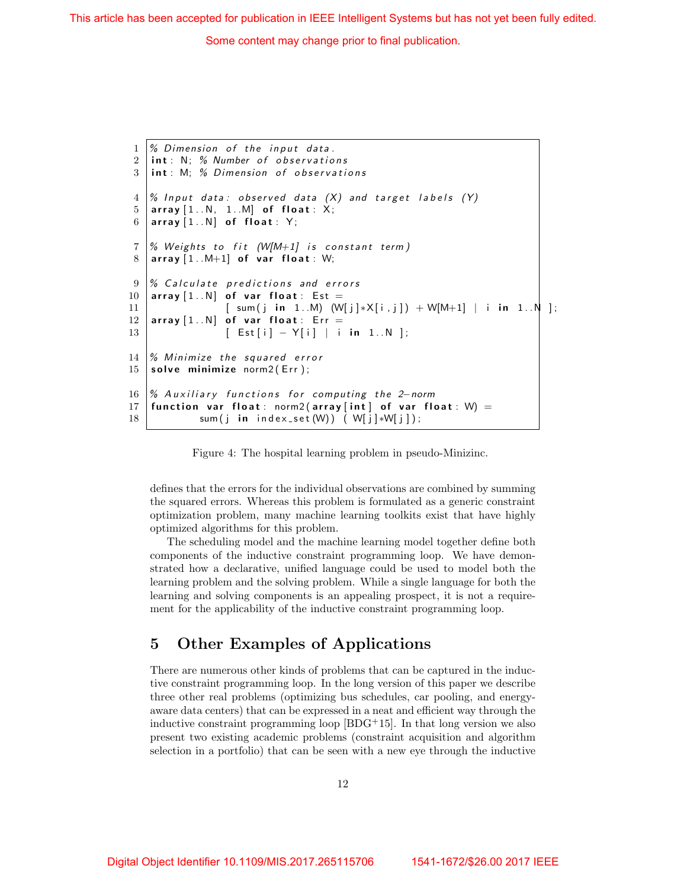```
% Dimension of the input data.
int: N; % Number of observations
int: M; % Dimension of observations

% Input data: observed data (X) and target labels (Y)
array[1..N, 1..M] of float: X;
array[1..N] of float: Y;

% Weights to fit (W[M+1] is constant term)
array[1..M+1] of var float: W;

% Calculate predictions and errors
array[1..N] of var float: Est =
            [ sum(j in 1..M) (W[j]*X[i,j]) + W[M+1] | i in 1..N ];
array[1..N] of var float: Err =
            [ Est[i] - Y[i] | i in 1..N ];

% Minimize the squared error
solve minimize norm2(Err);

% Auxiliary functions for computing the 2-norm
function var float: norm2(array[int] of var float: W) =
        sum(j in index_set(W)) ( W[j]*W[j]);
```

Figure 4: The hospital learning problem in pseudo-Minizinc.

defines that the errors for the individual observations are combined by summing the squared errors. Whereas this problem is formulated as a generic constraint optimization problem, many machine learning toolkits exist that have highly optimized algorithms for this problem.

The scheduling model and the machine learning model together define both components of the inductive constraint programming loop. We have demonstrated how a declarative, unified language could be used to model both the learning problem and the solving problem. While a single language for both the learning and solving components is an appealing prospect, it is not a requirement for the applicability of the inductive constraint programming loop.

## 5 Other Examples of Applications

There are numerous other kinds of problems that can be captured in the inductive constraint programming loop. In the long version of this paper we describe three other real problems (optimizing bus schedules, car pooling, and energy-aware data centers) that can be expressed in a neat and efficient way through the inductive constraint programming loop [BDG+15]. In that long version we also present two existing academic problems (constraint acquisition and algorithm selection in a portfolio) that can be seen with a new eye through the inductive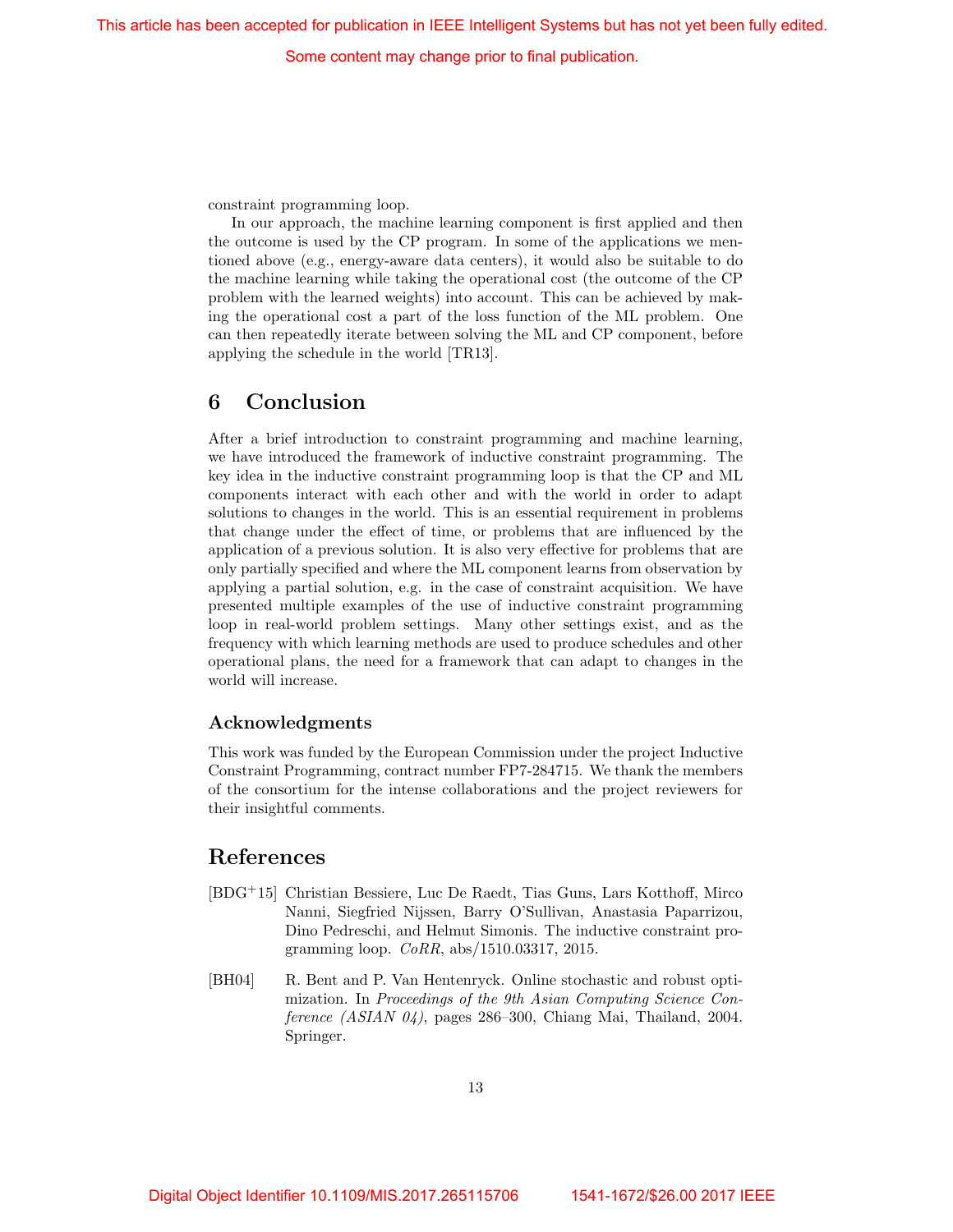constraint programming loop.

In our approach, the machine learning component is first applied and then the outcome is used by the CP program. In some of the applications we mentioned above (e.g., energy-aware data centers), it would also be suitable to do the machine learning while taking the operational cost (the outcome of the CP problem with the learned weights) into account. This can be achieved by making the operational cost a part of the loss function of the ML problem. One can then repeatedly iterate between solving the ML and CP component, before applying the schedule in the world [TR13].

## 6 Conclusion

After a brief introduction to constraint programming and machine learning, we have introduced the framework of inductive constraint programming. The key idea in the inductive constraint programming loop is that the CP and ML components interact with each other and with the world in order to adapt solutions to changes in the world. This is an essential requirement in problems that change under the effect of time, or problems that are influenced by the application of a previous solution. It is also very effective for problems that are only partially specified and where the ML component learns from observation by applying a partial solution, e.g. in the case of constraint acquisition. We have presented multiple examples of the use of inductive constraint programming loop in real-world problem settings. Many other settings exist, and as the frequency with which learning methods are used to produce schedules and other operational plans, the need for a framework that can adapt to changes in the world will increase.

### Acknowledgments

This work was funded by the European Commission under the project Inductive Constraint Programming, contract number FP7-284715. We thank the members of the consortium for the intense collaborations and the project reviewers for their insightful comments.

## References

[BDG+15] Christian Bessiere, Luc De Raedt, Tias Guns, Lars Kotthoff, Mirco Nanni, Siegfried Nijssen, Barry O'Sullivan, Anastasia Paparrizou, Dino Pedreschi, and Helmut Simonis. The inductive constraint programming loop. *CoRR*, abs/1510.03317, 2015.

[BH04] R. Bent and P. Van Hentenryck. Online stochastic and robust optimization. In *Proceedings of the 9th Asian Computing Science Conference (ASIAN 04)*, pages 286–300, Chiang Mai, Thailand, 2004. Springer.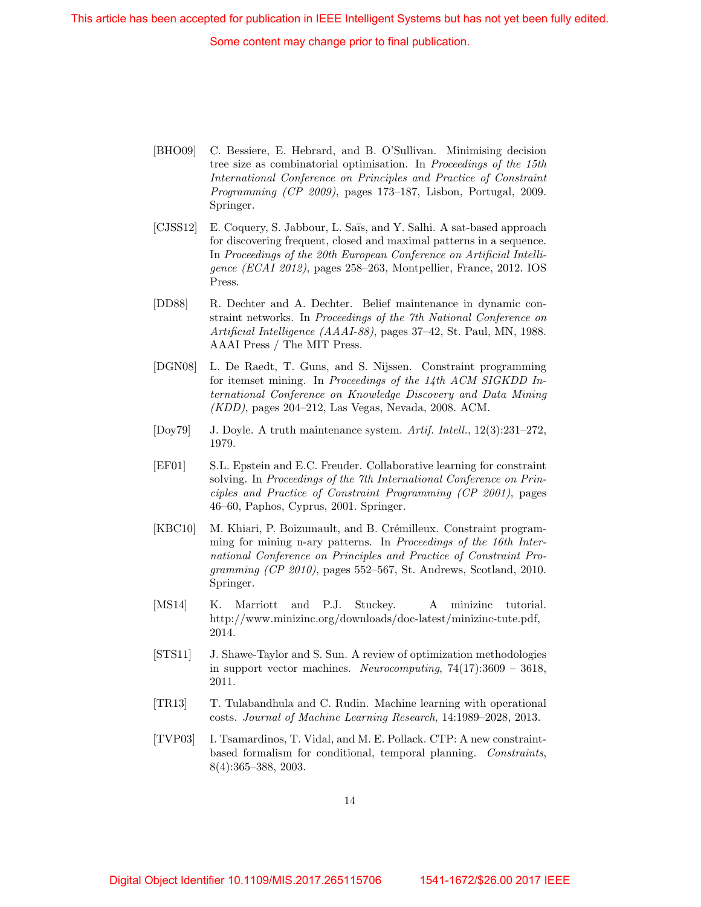[BHO09] C. Bessiere, E. Hebrard, and B. O'Sullivan. Minimising decision tree size as combinatorial optimisation. In *Proceedings of the 15th International Conference on Principles and Practice of Constraint Programming (CP 2009)*, pages 173–187, Lisbon, Portugal, 2009. Springer.

[CJSS12] E. Coquery, S. Jabbour, L. Saïs, and Y. Salhi. A sat-based approach for discovering frequent, closed and maximal patterns in a sequence. In *Proceedings of the 20th European Conference on Artificial Intelligence (ECAI 2012)*, pages 258–263, Montpellier, France, 2012. IOS Press.

[DD88] R. Dechter and A. Dechter. Belief maintenance in dynamic constraint networks. In *Proceedings of the 7th National Conference on Artificial Intelligence (AAAI-88)*, pages 37–42, St. Paul, MN, 1988. AAAI Press / The MIT Press.

[DGN08] L. De Raedt, T. Guns, and S. Nijssen. Constraint programming for itemset mining. In *Proceedings of the 14th ACM SIGKDD International Conference on Knowledge Discovery and Data Mining (KDD)*, pages 204–212, Las Vegas, Nevada, 2008. ACM.

[Doy79] J. Doyle. A truth maintenance system. *Artif. Intell.*, 12(3):231–272, 1979.

[EF01] S.L. Epstein and E.C. Freuder. Collaborative learning for constraint solving. In *Proceedings of the 7th International Conference on Principles and Practice of Constraint Programming (CP 2001)*, pages 46–60, Paphos, Cyprus, 2001. Springer.

[KBC10] M. Khiari, P. Boizumault, and B. Crémilleux. Constraint programming for mining n-ary patterns. In *Proceedings of the 16th International Conference on Principles and Practice of Constraint Programming (CP 2010)*, pages 552–567, St. Andrews, Scotland, 2010. Springer.

[MS14] K. Marriott and P.J. Stuckey. A minizinc tutorial. http://www.minizinc.org/downloads/doc-latest/minizinc-tute.pdf, 2014.

[STS11] J. Shawe-Taylor and S. Sun. A review of optimization methodologies in support vector machines. *Neurocomputing*, 74(17):3609 – 3618, 2011.

[TR13] T. Tulabandhula and C. Rudin. Machine learning with operational costs. *Journal of Machine Learning Research*, 14:1989–2028, 2013.

[TVP03] I. Tsamardinos, T. Vidal, and M. E. Pollack. CTP: A new constraint-based formalism for conditional, temporal planning. *Constraints*, 8(4):365–388, 2003.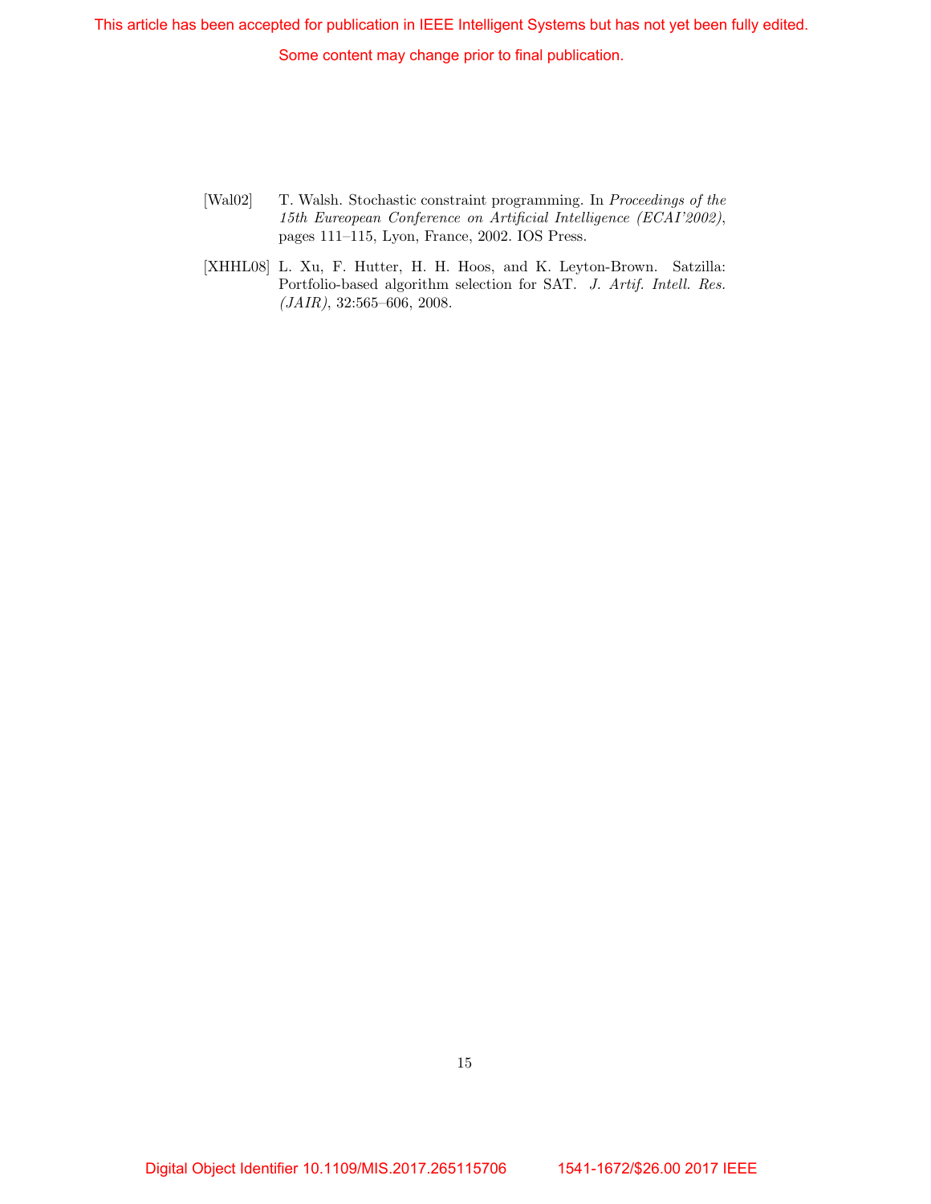[Wal02] T. Walsh. Stochastic constraint programming. In *Proceedings of the 15th Eureopean Conference on Artificial Intelligence (ECAI'2002)*, pages 111–115, Lyon, France, 2002. IOS Press.

[XHHL08] L. Xu, F. Hutter, H. H. Hoos, and K. Leyton-Brown. Satzilla: Portfolio-based algorithm selection for SAT. *J. Artif. Intell. Res. (JAIR)*, 32:565–606, 2008.